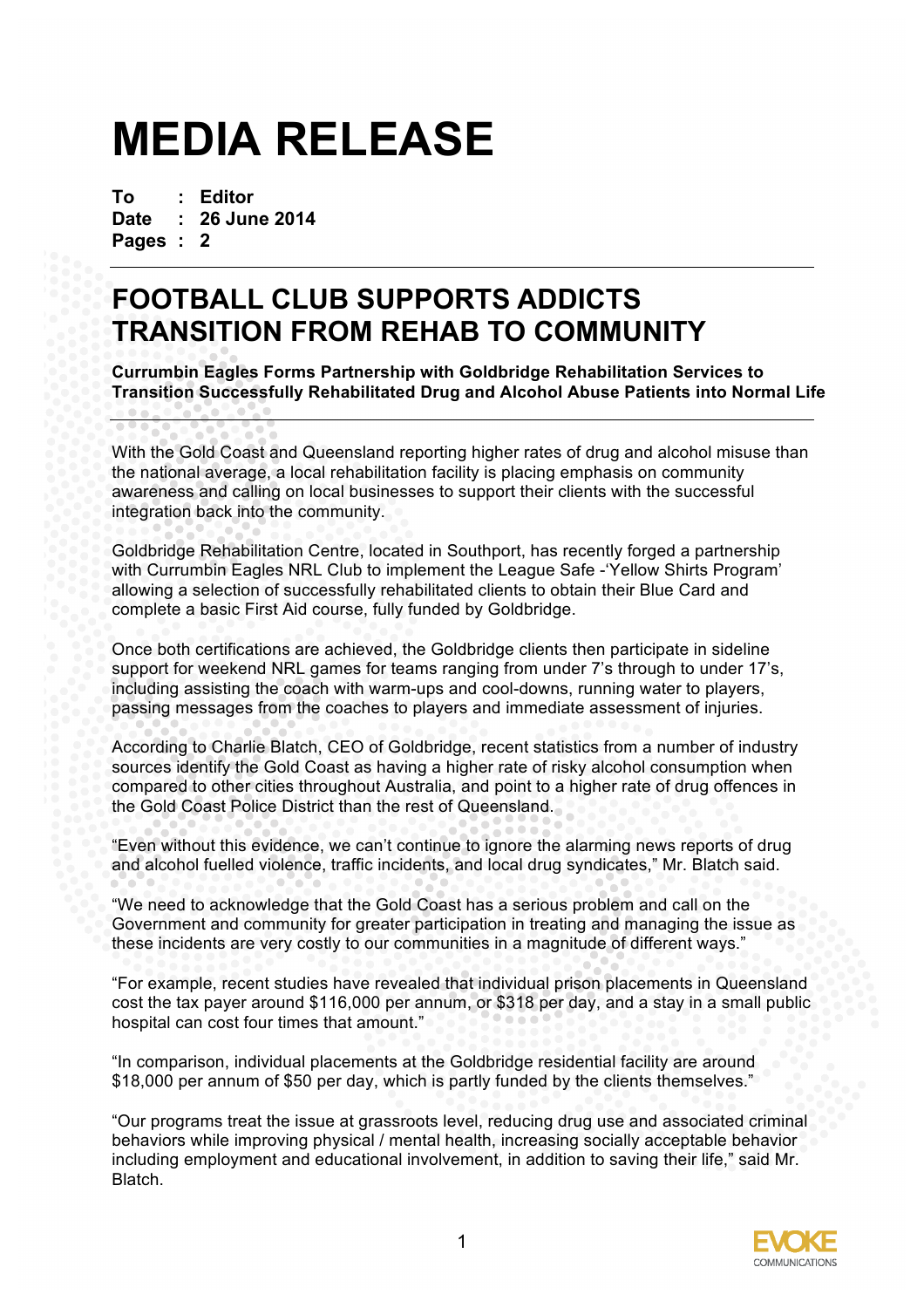# MEDIA RELEASE

**To : Editor**
**Date : 26 June 2014**
**Pages : 2**

---

## FOOTBALL CLUB SUPPORTS ADDICTS TRANSITION FROM REHAB TO COMMUNITY

**Currumbin Eagles Forms Partnership with Goldbridge Rehabilitation Services to Transition Successfully Rehabilitated Drug and Alcohol Abuse Patients into Normal Life**

---

With the Gold Coast and Queensland reporting higher rates of drug and alcohol misuse than the national average, a local rehabilitation facility is placing emphasis on community awareness and calling on local businesses to support their clients with the successful integration back into the community.

Goldbridge Rehabilitation Centre, located in Southport, has recently forged a partnership with Currumbin Eagles NRL Club to implement the League Safe -'Yellow Shirts Program' allowing a selection of successfully rehabilitated clients to obtain their Blue Card and complete a basic First Aid course, fully funded by Goldbridge.

Once both certifications are achieved, the Goldbridge clients then participate in sideline support for weekend NRL games for teams ranging from under 7's through to under 17's, including assisting the coach with warm-ups and cool-downs, running water to players, passing messages from the coaches to players and immediate assessment of injuries.

According to Charlie Blatch, CEO of Goldbridge, recent statistics from a number of industry sources identify the Gold Coast as having a higher rate of risky alcohol consumption when compared to other cities throughout Australia, and point to a higher rate of drug offences in the Gold Coast Police District than the rest of Queensland.

"Even without this evidence, we can't continue to ignore the alarming news reports of drug and alcohol fuelled violence, traffic incidents, and local drug syndicates," Mr. Blatch said.

"We need to acknowledge that the Gold Coast has a serious problem and call on the Government and community for greater participation in treating and managing the issue as these incidents are very costly to our communities in a magnitude of different ways."

"For example, recent studies have revealed that individual prison placements in Queensland cost the tax payer around $116,000 per annum, or $318 per day, and a stay in a small public hospital can cost four times that amount."

"In comparison, individual placements at the Goldbridge residential facility are around $18,000 per annum of $50 per day, which is partly funded by the clients themselves."

"Our programs treat the issue at grassroots level, reducing drug use and associated criminal behaviors while improving physical / mental health, increasing socially acceptable behavior including employment and educational involvement, in addition to saving their life," said Mr. Blatch.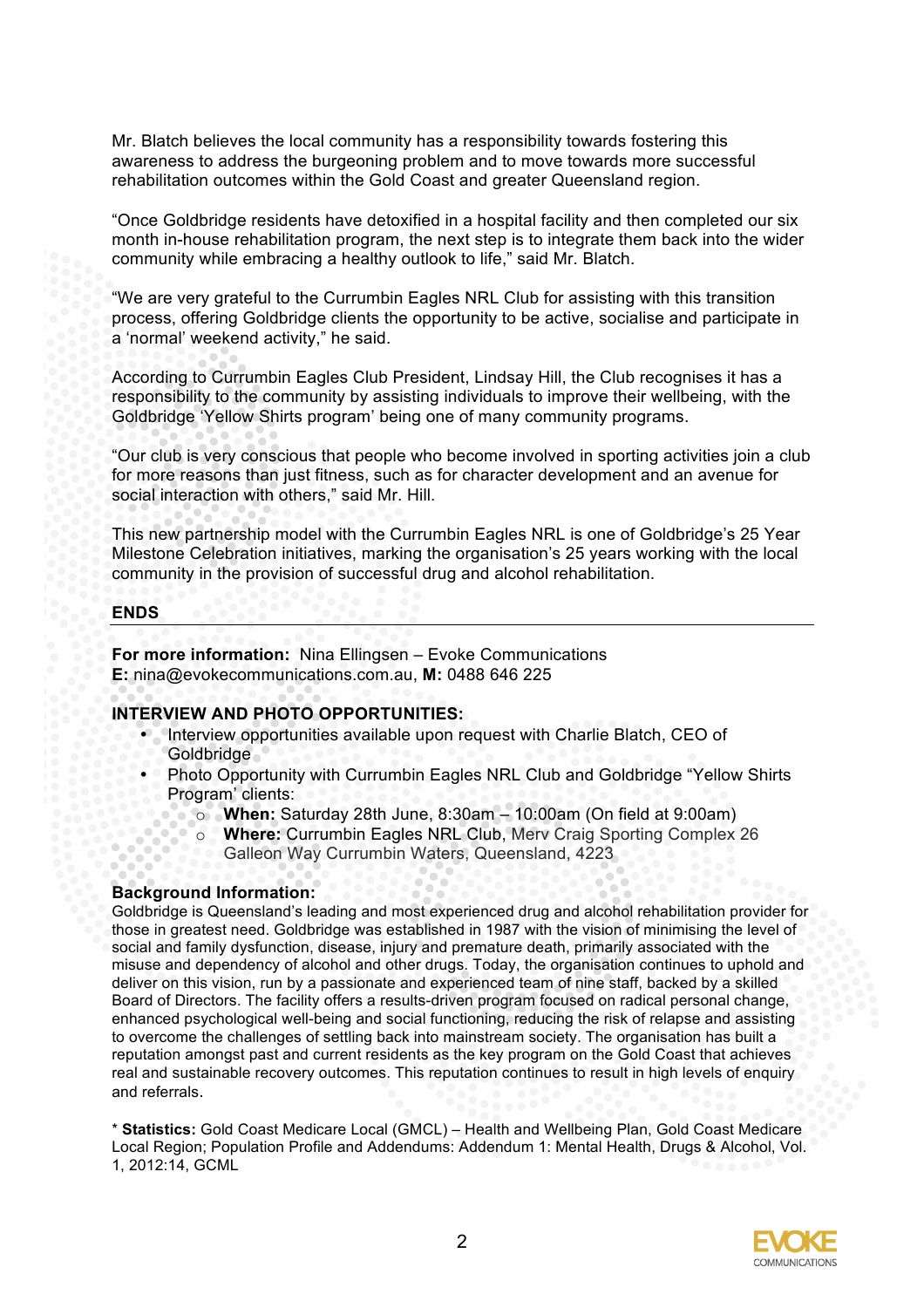Mr. Blatch believes the local community has a responsibility towards fostering this awareness to address the burgeoning problem and to move towards more successful rehabilitation outcomes within the Gold Coast and greater Queensland region.

"Once Goldbridge residents have detoxified in a hospital facility and then completed our six month in-house rehabilitation program, the next step is to integrate them back into the wider community while embracing a healthy outlook to life," said Mr. Blatch.

"We are very grateful to the Currumbin Eagles NRL Club for assisting with this transition process, offering Goldbridge clients the opportunity to be active, socialise and participate in a 'normal' weekend activity," he said.

According to Currumbin Eagles Club President, Lindsay Hill, the Club recognises it has a responsibility to the community by assisting individuals to improve their wellbeing, with the Goldbridge 'Yellow Shirts program' being one of many community programs.

"Our club is very conscious that people who become involved in sporting activities join a club for more reasons than just fitness, such as for character development and an avenue for social interaction with others," said Mr. Hill.

This new partnership model with the Currumbin Eagles NRL is one of Goldbridge's 25 Year Milestone Celebration initiatives, marking the organisation's 25 years working with the local community in the provision of successful drug and alcohol rehabilitation.

**ENDS**

---

**For more information:** Nina Ellingsen – Evoke Communications
**E:** nina@evokecommunications.com.au, **M:** 0488 646 225

**INTERVIEW AND PHOTO OPPORTUNITIES:**

- Interview opportunities available upon request with Charlie Blatch, CEO of Goldbridge
- Photo Opportunity with Currumbin Eagles NRL Club and Goldbridge "Yellow Shirts Program' clients:
  - **When:** Saturday 28th June, 8:30am – 10:00am (On field at 9:00am)
  - **Where:** Currumbin Eagles NRL Club, Merv Craig Sporting Complex 26 Galleon Way Currumbin Waters, Queensland, 4223

**Background Information:**
Goldbridge is Queensland's leading and most experienced drug and alcohol rehabilitation provider for those in greatest need. Goldbridge was established in 1987 with the vision of minimising the level of social and family dysfunction, disease, injury and premature death, primarily associated with the misuse and dependency of alcohol and other drugs. Today, the organisation continues to uphold and deliver on this vision, run by a passionate and experienced team of nine staff, backed by a skilled Board of Directors. The facility offers a results-driven program focused on radical personal change, enhanced psychological well-being and social functioning, reducing the risk of relapse and assisting to overcome the challenges of settling back into mainstream society. The organisation has built a reputation amongst past and current residents as the key program on the Gold Coast that achieves real and sustainable recovery outcomes. This reputation continues to result in high levels of enquiry and referrals.

* **Statistics:** Gold Coast Medicare Local (GMCL) – Health and Wellbeing Plan, Gold Coast Medicare Local Region; Population Profile and Addendums: Addendum 1: Mental Health, Drugs & Alcohol, Vol. 1, 2012:14, GCML